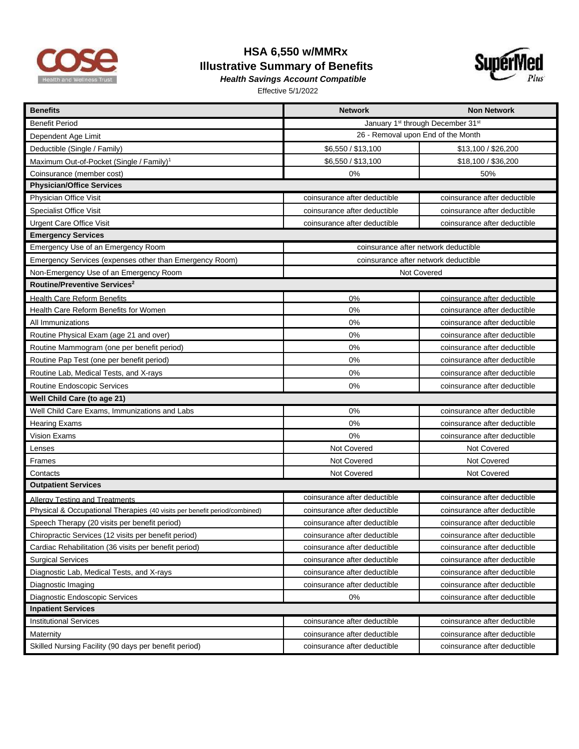# HSA 6,550 w/MMRx

## Illustrative Summary of Benefits

***Health Savings Account Compatible***

Effective 5/1/2022

| Benefits | Network | Non Network |
|---|---|---|
| Benefit Period | January 1st through December 31st | |
| Dependent Age Limit | 26 - Removal upon End of the Month | |
| Deductible (Single / Family) | $6,550 / $13,100 | $13,100 / $26,200 |
| Maximum Out-of-Pocket (Single / Family)[1] | $6,550 / $13,100 | $18,100 / $36,200 |
| Coinsurance (member cost) | 0% | 50% |
| **Physician/Office Services** | | |
| Physician Office Visit | coinsurance after deductible | coinsurance after deductible |
| Specialist Office Visit | coinsurance after deductible | coinsurance after deductible |
| Urgent Care Office Visit | coinsurance after deductible | coinsurance after deductible |
| **Emergency Services** | | |
| Emergency Use of an Emergency Room | coinsurance after network deductible | |
| Emergency Services (expenses other than Emergency Room) | coinsurance after network deductible | |
| Non-Emergency Use of an Emergency Room | Not Covered | |
| **Routine/Preventive Services[2]** | | |
| Health Care Reform Benefits | 0% | coinsurance after deductible |
| Health Care Reform Benefits for Women | 0% | coinsurance after deductible |
| All Immunizations | 0% | coinsurance after deductible |
| Routine Physical Exam (age 21 and over) | 0% | coinsurance after deductible |
| Routine Mammogram (one per benefit period) | 0% | coinsurance after deductible |
| Routine Pap Test (one per benefit period) | 0% | coinsurance after deductible |
| Routine Lab, Medical Tests, and X-rays | 0% | coinsurance after deductible |
| Routine Endoscopic Services | 0% | coinsurance after deductible |
| **Well Child Care (to age 21)** | | |
| Well Child Care Exams, Immunizations and Labs | 0% | coinsurance after deductible |
| Hearing Exams | 0% | coinsurance after deductible |
| Vision Exams | 0% | coinsurance after deductible |
| Lenses | Not Covered | Not Covered |
| Frames | Not Covered | Not Covered |
| Contacts | Not Covered | Not Covered |
| **Outpatient Services** | | |
| Allergy Testing and Treatments | coinsurance after deductible | coinsurance after deductible |
| Physical & Occupational Therapies (40 visits per benefit period/combined) | coinsurance after deductible | coinsurance after deductible |
| Speech Therapy (20 visits per benefit period) | coinsurance after deductible | coinsurance after deductible |
| Chiropractic Services (12 visits per benefit period) | coinsurance after deductible | coinsurance after deductible |
| Cardiac Rehabilitation (36 visits per benefit period) | coinsurance after deductible | coinsurance after deductible |
| Surgical Services | coinsurance after deductible | coinsurance after deductible |
| Diagnostic Lab, Medical Tests, and X-rays | coinsurance after deductible | coinsurance after deductible |
| Diagnostic Imaging | coinsurance after deductible | coinsurance after deductible |
| Diagnostic Endoscopic Services | 0% | coinsurance after deductible |
| **Inpatient Services** | | |
| Institutional Services | coinsurance after deductible | coinsurance after deductible |
| Maternity | coinsurance after deductible | coinsurance after deductible |
| Skilled Nursing Facility (90 days per benefit period) | coinsurance after deductible | coinsurance after deductible |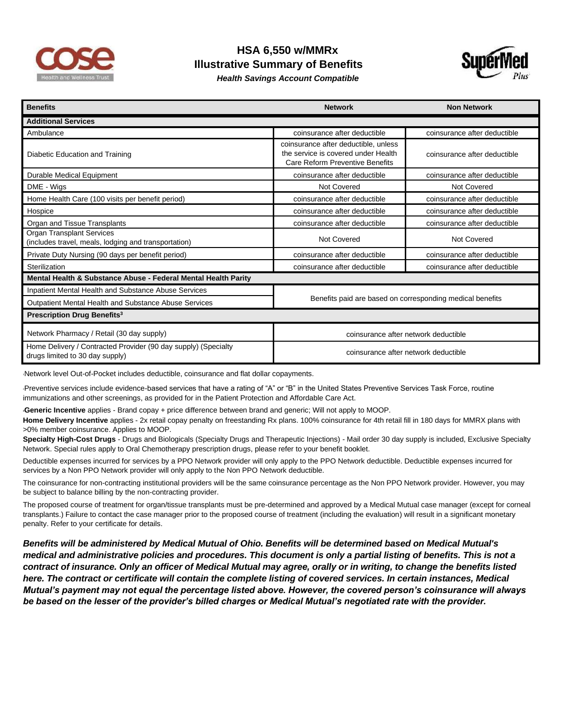# HSA 6,550 w/MMRx
# Illustrative Summary of Benefits
***Health Savings Account Compatible***

| Benefits | Network | Non Network |
|---|---|---|
| **Additional Services** | | |
| Ambulance | coinsurance after deductible | coinsurance after deductible |
| Diabetic Education and Training | coinsurance after deductible, unless the service is covered under Health Care Reform Preventive Benefits | coinsurance after deductible |
| Durable Medical Equipment | coinsurance after deductible | coinsurance after deductible |
| DME - Wigs | Not Covered | Not Covered |
| Home Health Care (100 visits per benefit period) | coinsurance after deductible | coinsurance after deductible |
| Hospice | coinsurance after deductible | coinsurance after deductible |
| Organ and Tissue Transplants | coinsurance after deductible | coinsurance after deductible |
| Organ Transplant Services (includes travel, meals, lodging and transportation) | Not Covered | Not Covered |
| Private Duty Nursing (90 days per benefit period) | coinsurance after deductible | coinsurance after deductible |
| Sterilization | coinsurance after deductible | coinsurance after deductible |
| **Mental Health & Substance Abuse - Federal Mental Health Parity** | | |
| Inpatient Mental Health and Substance Abuse Services | Benefits paid are based on corresponding medical benefits | |
| Outpatient Mental Health and Substance Abuse Services | | |
| **Prescription Drug Benefits[3]** | | |
| Network Pharmacy / Retail (30 day supply) | coinsurance after network deductible | |
| Home Delivery / Contracted Provider (90 day supply) (Specialty drugs limited to 30 day supply) | coinsurance after network deductible | |

[1]Network level Out-of-Pocket includes deductible, coinsurance and flat dollar copayments.

[2]Preventive services include evidence-based services that have a rating of "A" or "B" in the United States Preventive Services Task Force, routine immunizations and other screenings, as provided for in the Patient Protection and Affordable Care Act.

[3]**Generic Incentive** applies - Brand copay + price difference between brand and generic; Will not apply to MOOP.

**Home Delivery Incentive** applies - 2x retail copay penalty on freestanding Rx plans. 100% coinsurance for 4th retail fill in 180 days for MMRX plans with >0% member coinsurance. Applies to MOOP.

**Specialty High-Cost Drugs** - Drugs and Biologicals (Specialty Drugs and Therapeutic Injections) - Mail order 30 day supply is included, Exclusive Specialty Network. Special rules apply to Oral Chemotherapy prescription drugs, please refer to your benefit booklet.

Deductible expenses incurred for services by a PPO Network provider will only apply to the PPO Network deductible. Deductible expenses incurred for services by a Non PPO Network provider will only apply to the Non PPO Network deductible.

The coinsurance for non-contracting institutional providers will be the same coinsurance percentage as the Non PPO Network provider. However, you may be subject to balance billing by the non-contracting provider.

The proposed course of treatment for organ/tissue transplants must be pre-determined and approved by a Medical Mutual case manager (except for corneal transplants.) Failure to contact the case manager prior to the proposed course of treatment (including the evaluation) will result in a significant monetary penalty. Refer to your certificate for details.

***Benefits will be administered by Medical Mutual of Ohio. Benefits will be determined based on Medical Mutual's medical and administrative policies and procedures. This document is only a partial listing of benefits. This is not a contract of insurance. Only an officer of Medical Mutual may agree, orally or in writing, to change the benefits listed here. The contract or certificate will contain the complete listing of covered services. In certain instances, Medical Mutual's payment may not equal the percentage listed above. However, the covered person's coinsurance will always be based on the lesser of the provider's billed charges or Medical Mutual's negotiated rate with the provider.***